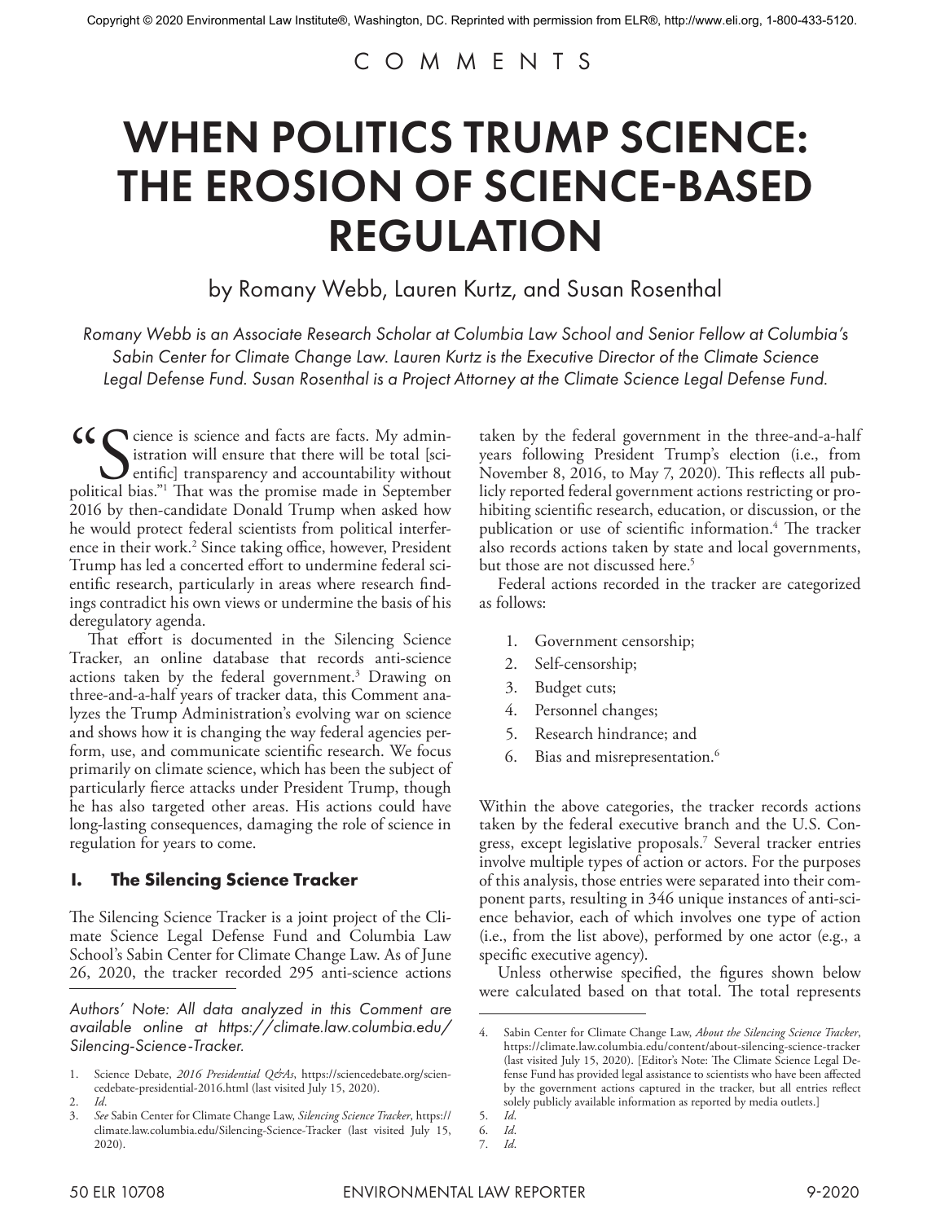Copyright © 2020 Environmental Law Institute®, Washington, DC. Reprinted with permission from ELR®, http://www.eli.org, 1-800-433-5120.

C O M M E N T S

# WHEN POLITICS TRUMP SCIENCE: THE EROSION OF SCIENCE-BASED REGULATION

by Romany Webb, Lauren Kurtz, and Susan Rosenthal

*Romany Webb is an Associate Research Scholar at Columbia Law School and Senior Fellow at Columbia's Sabin Center for Climate Change Law. Lauren Kurtz is the Executive Director of the Climate Science Legal Defense Fund. Susan Rosenthal is a Project Attorney at the Climate Science Legal Defense Fund.*

"Science is science and facts are facts. My administration will ensure that there will be total [scientific] transparency and accountability without political bias."[1] That was the promise made in September 2016 by then-candidate Donald Trump when asked how he would protect federal scientists from political interference in their work.[2] Since taking office, however, President Trump has led a concerted effort to undermine federal scientific research, particularly in areas where research findings contradict his own views or undermine the basis of his deregulatory agenda.

That effort is documented in the Silencing Science Tracker, an online database that records anti-science actions taken by the federal government.[3] Drawing on three-and-a-half years of tracker data, this Comment analyzes the Trump Administration's evolving war on science and shows how it is changing the way federal agencies perform, use, and communicate scientific research. We focus primarily on climate science, which has been the subject of particularly fierce attacks under President Trump, though he has also targeted other areas. His actions could have long-lasting consequences, damaging the role of science in regulation for years to come.

## I. The Silencing Science Tracker

The Silencing Science Tracker is a joint project of the Climate Science Legal Defense Fund and Columbia Law School's Sabin Center for Climate Change Law. As of June 26, 2020, the tracker recorded 295 anti-science actions taken by the federal government in the three-and-a-half years following President Trump's election (i.e., from November 8, 2016, to May 7, 2020). This reflects all publicly reported federal government actions restricting or prohibiting scientific research, education, or discussion, or the publication or use of scientific information.[4] The tracker also records actions taken by state and local governments, but those are not discussed here.[5]

Federal actions recorded in the tracker are categorized as follows:

1. Government censorship;
2. Self-censorship;
3. Budget cuts;
4. Personnel changes;
5. Research hindrance; and
6. Bias and misrepresentation.[6]

Within the above categories, the tracker records actions taken by the federal executive branch and the U.S. Congress, except legislative proposals.[7] Several tracker entries involve multiple types of action or actors. For the purposes of this analysis, those entries were separated into their component parts, resulting in 346 unique instances of anti-science behavior, each of which involves one type of action (i.e., from the list above), performed by one actor (e.g., a specific executive agency).

Unless otherwise specified, the figures shown below were calculated based on that total. The total represents

*Authors' Note: All data analyzed in this Comment are available online at https://climate.law.columbia.edu/Silencing-Science-Tracker.*

1. Science Debate, *2016 Presidential Q&As*, https://sciencedebate.org/sciencedebate-presidential-2016.html (last visited July 15, 2020).
2. *Id*.
3. *See* Sabin Center for Climate Change Law, *Silencing Science Tracker*, https://climate.law.columbia.edu/Silencing-Science-Tracker (last visited July 15, 2020).
4. Sabin Center for Climate Change Law, *About the Silencing Science Tracker*, https://climate.law.columbia.edu/content/about-silencing-science-tracker (last visited July 15, 2020). [Editor's Note: The Climate Science Legal Defense Fund has provided legal assistance to scientists who have been affected by the government actions captured in the tracker, but all entries reflect solely publicly available information as reported by media outlets.]
5. *Id*.
6. *Id*.
7. *Id*.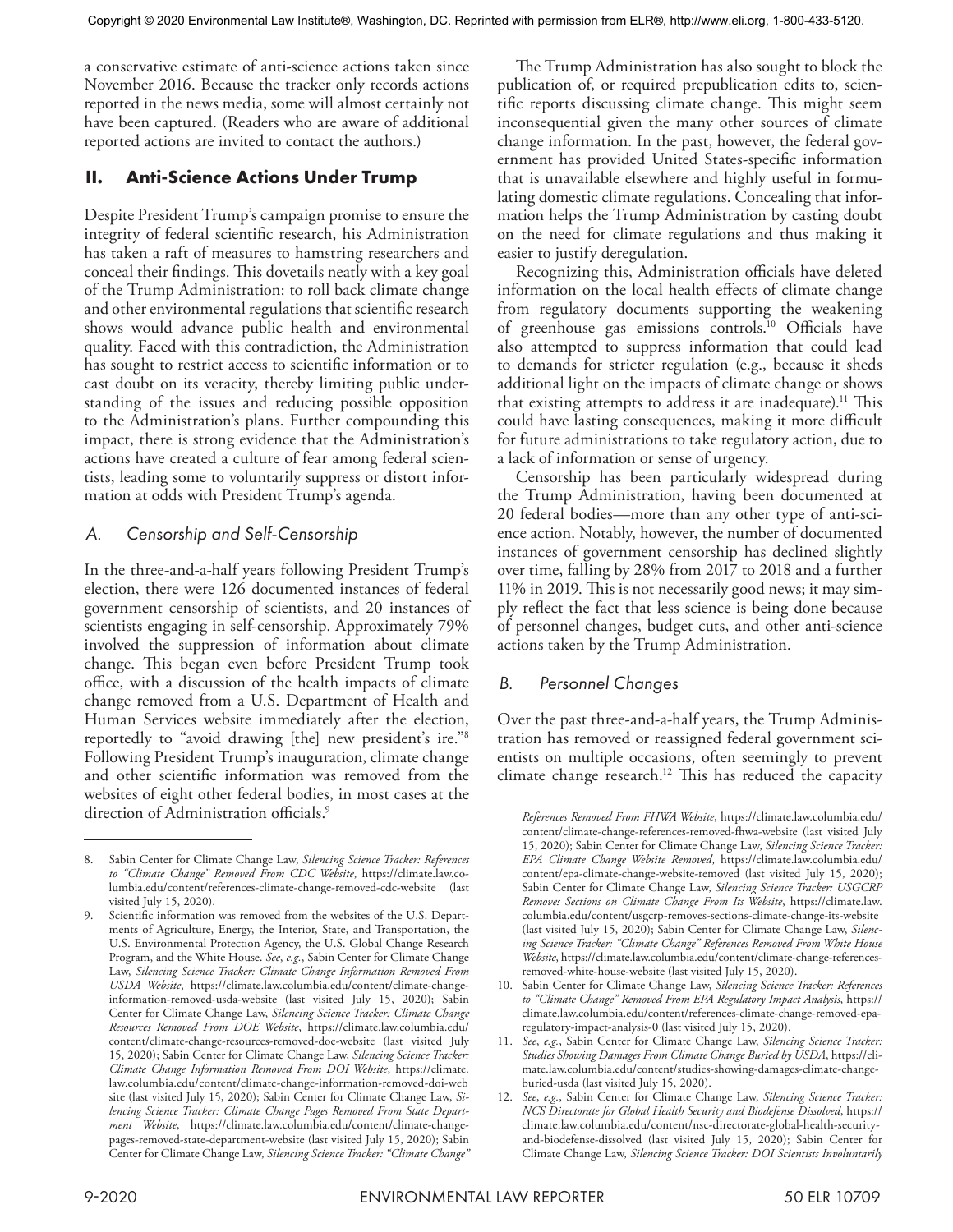a conservative estimate of anti-science actions taken since November 2016. Because the tracker only records actions reported in the news media, some will almost certainly not have been captured. (Readers who are aware of additional reported actions are invited to contact the authors.)

## II. Anti-Science Actions Under Trump

Despite President Trump's campaign promise to ensure the integrity of federal scientific research, his Administration has taken a raft of measures to hamstring researchers and conceal their findings. This dovetails neatly with a key goal of the Trump Administration: to roll back climate change and other environmental regulations that scientific research shows would advance public health and environmental quality. Faced with this contradiction, the Administration has sought to restrict access to scientific information or to cast doubt on its veracity, thereby limiting public understanding of the issues and reducing possible opposition to the Administration's plans. Further compounding this impact, there is strong evidence that the Administration's actions have created a culture of fear among federal scientists, leading some to voluntarily suppress or distort information at odds with President Trump's agenda.

### A. Censorship and Self-Censorship

In the three-and-a-half years following President Trump's election, there were 126 documented instances of federal government censorship of scientists, and 20 instances of scientists engaging in self-censorship. Approximately 79% involved the suppression of information about climate change. This began even before President Trump took office, with a discussion of the health impacts of climate change removed from a U.S. Department of Health and Human Services website immediately after the election, reportedly to "avoid drawing [the] new president's ire."[8] Following President Trump's inauguration, climate change and other scientific information was removed from the websites of eight other federal bodies, in most cases at the direction of Administration officials.[9]

The Trump Administration has also sought to block the publication of, or required prepublication edits to, scientific reports discussing climate change. This might seem inconsequential given the many other sources of climate change information. In the past, however, the federal government has provided United States-specific information that is unavailable elsewhere and highly useful in formulating domestic climate regulations. Concealing that information helps the Trump Administration by casting doubt on the need for climate regulations and thus making it easier to justify deregulation.

Recognizing this, Administration officials have deleted information on the local health effects of climate change from regulatory documents supporting the weakening of greenhouse gas emissions controls.[10] Officials have also attempted to suppress information that could lead to demands for stricter regulation (e.g., because it sheds additional light on the impacts of climate change or shows that existing attempts to address it are inadequate).[11] This could have lasting consequences, making it more difficult for future administrations to take regulatory action, due to a lack of information or sense of urgency.

Censorship has been particularly widespread during the Trump Administration, having been documented at 20 federal bodies—more than any other type of anti-science action. Notably, however, the number of documented instances of government censorship has declined slightly over time, falling by 28% from 2017 to 2018 and a further 11% in 2019. This is not necessarily good news; it may simply reflect the fact that less science is being done because of personnel changes, budget cuts, and other anti-science actions taken by the Trump Administration.

### B. Personnel Changes

Over the past three-and-a-half years, the Trump Administration has removed or reassigned federal government scientists on multiple occasions, often seemingly to prevent climate change research.[12] This has reduced the capacity

---

8. Sabin Center for Climate Change Law, *Silencing Science Tracker: References to "Climate Change" Removed From CDC Website*, https://climate.law.columbia.edu/content/references-climate-change-removed-cdc-website (last visited July 15, 2020).
9. Scientific information was removed from the websites of the U.S. Departments of Agriculture, Energy, the Interior, State, and Transportation, the U.S. Environmental Protection Agency, the U.S. Global Change Research Program, and the White House. *See, e.g.*, Sabin Center for Climate Change Law, *Silencing Science Tracker: Climate Change Information Removed From USDA Website*, https://climate.law.columbia.edu/content/climate-change-information-removed-usda-website (last visited July 15, 2020); Sabin Center for Climate Change Law, *Silencing Science Tracker: Climate Change Resources Removed From DOE Website*, https://climate.law.columbia.edu/content/climate-change-resources-removed-doe-website (last visited July 15, 2020); Sabin Center for Climate Change Law, *Silencing Science Tracker: Climate Change Information Removed From DOI Website*, https://climate.law.columbia.edu/content/climate-change-information-removed-doi-website (last visited July 15, 2020); Sabin Center for Climate Change Law, *Silencing Science Tracker: Climate Change Pages Removed From State Department Website*, https://climate.law.columbia.edu/content/climate-change-pages-removed-state-department-website (last visited July 15, 2020); Sabin Center for Climate Change Law, *Silencing Science Tracker: "Climate Change" References Removed From FHWA Website*, https://climate.law.columbia.edu/content/climate-change-references-removed-fhwa-website (last visited July 15, 2020); Sabin Center for Climate Change Law, *Silencing Science Tracker: EPA Climate Change Website Removed*, https://climate.law.columbia.edu/content/epa-climate-change-website-removed (last visited July 15, 2020); Sabin Center for Climate Change Law, *Silencing Science Tracker: USGCRP Removes Sections on Climate Change From Its Website*, https://climate.law.columbia.edu/content/usgcrp-removes-sections-climate-change-its-website (last visited July 15, 2020); Sabin Center for Climate Change Law, *Silencing Science Tracker: "Climate Change" References Removed From White House Website*, https://climate.law.columbia.edu/content/climate-change-references-removed-white-house-website (last visited July 15, 2020).
10. Sabin Center for Climate Change Law, *Silencing Science Tracker: References to "Climate Change" Removed From EPA Regulatory Impact Analysis*, https://climate.law.columbia.edu/content/references-climate-change-removed-epa-regulatory-impact-analysis-0 (last visited July 15, 2020).
11. *See, e.g.*, Sabin Center for Climate Change Law, *Silencing Science Tracker: Studies Showing Damages From Climate Change Buried by USDA*, https://climate.law.columbia.edu/content/studies-showing-damages-climate-change-buried-usda (last visited July 15, 2020).
12. *See, e.g.*, Sabin Center for Climate Change Law, *Silencing Science Tracker: NCS Directorate for Global Health Security and Biodefense Dissolved*, https://climate.law.columbia.edu/content/nsc-directorate-global-health-security-and-biodefense-dissolved (last visited July 15, 2020); Sabin Center for Climate Change Law, *Silencing Science Tracker: DOI Scientists Involuntarily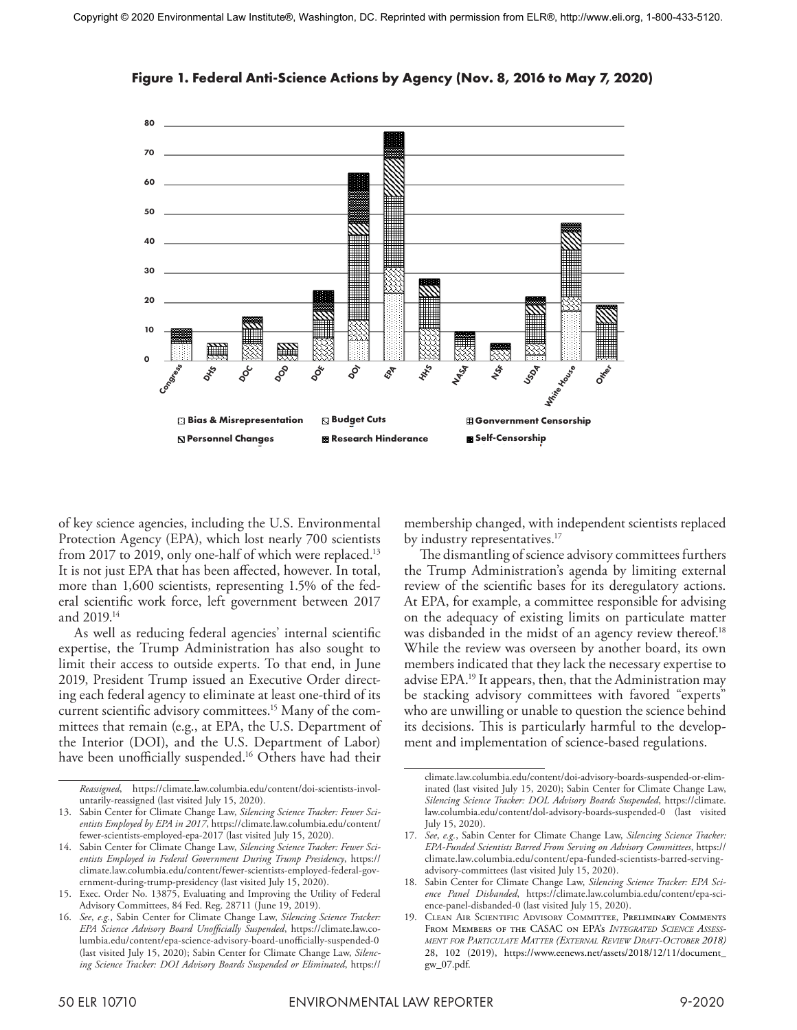Copyright © 2020 Environmental Law Institute®, Washington, DC. Reprinted with permission from ELR®, http://www.eli.org, 1-800-433-5120.

**Figure 1. Federal Anti-Science Actions by Agency (Nov. 8, 2016 to May 7, 2020)**

of key science agencies, including the U.S. Environmental Protection Agency (EPA), which lost nearly 700 scientists from 2017 to 2019, only one-half of which were replaced.[13] It is not just EPA that has been affected, however. In total, more than 1,600 scientists, representing 1.5% of the federal scientific work force, left government between 2017 and 2019.[14]

As well as reducing federal agencies' internal scientific expertise, the Trump Administration has also sought to limit their access to outside experts. To that end, in June 2019, President Trump issued an Executive Order directing each federal agency to eliminate at least one-third of its current scientific advisory committees.[15] Many of the committees that remain (e.g., at EPA, the U.S. Department of the Interior (DOI), and the U.S. Department of Labor) have been unofficially suspended.[16] Others have had their membership changed, with independent scientists replaced by industry representatives.[17]

The dismantling of science advisory committees furthers the Trump Administration's agenda by limiting external review of the scientific bases for its deregulatory actions. At EPA, for example, a committee responsible for advising on the adequacy of existing limits on particulate matter was disbanded in the midst of an agency review thereof.[18] While the review was overseen by another board, its own members indicated that they lack the necessary expertise to advise EPA.[19] It appears, then, that the Administration may be stacking advisory committees with favored "experts" who are unwilling or unable to question the science behind its decisions. This is particularly harmful to the development and implementation of science-based regulations.

---

*Reassigned*, https://climate.law.columbia.edu/content/doi-scientists-involuntarily-reassigned (last visited July 15, 2020).

13. Sabin Center for Climate Change Law, *Silencing Science Tracker: Fewer Scientists Employed by EPA in 2017*, https://climate.law.columbia.edu/content/fewer-scientists-employed-epa-2017 (last visited July 15, 2020).

14. Sabin Center for Climate Change Law, *Silencing Science Tracker: Fewer Scientists Employed in Federal Government During Trump Presidency*, https://climate.law.columbia.edu/content/fewer-scientists-employed-federal-government-during-trump-presidency (last visited July 15, 2020).

15. Exec. Order No. 13875, Evaluating and Improving the Utility of Federal Advisory Committees, 84 Fed. Reg. 28711 (June 19, 2019).

16. *See, e.g.*, Sabin Center for Climate Change Law, *Silencing Science Tracker: EPA Science Advisory Board Unofficially Suspended*, https://climate.law.columbia.edu/content/epa-science-advisory-board-unofficially-suspended-0 (last visited July 15, 2020); Sabin Center for Climate Change Law, *Silencing Science Tracker: DOI Advisory Boards Suspended or Eliminated*, https://climate.law.columbia.edu/content/doi-advisory-boards-suspended-or-eliminated (last visited July 15, 2020); Sabin Center for Climate Change Law, *Silencing Science Tracker: DOL Advisory Boards Suspended*, https://climate.law.columbia.edu/content/dol-advisory-boards-suspended-0 (last visited July 15, 2020).

17. *See, e.g.*, Sabin Center for Climate Change Law, *Silencing Science Tracker: EPA-Funded Scientists Barred From Serving on Advisory Committees*, https://climate.law.columbia.edu/content/epa-funded-scientists-barred-serving-advisory-committees (last visited July 15, 2020).

18. Sabin Center for Climate Change Law, *Silencing Science Tracker: EPA Science Panel Disbanded*, https://climate.law.columbia.edu/content/epa-science-panel-disbanded-0 (last visited July 15, 2020).

19. Clean Air Scientific Advisory Committee, Preliminary Comments From Members of the CASAC on EPA's *Integrated Science Assessment for Particulate Matter (External Review Draft-October 2018)* 28, 102 (2019), https://www.eenews.net/assets/2018/12/11/document_gw_07.pdf.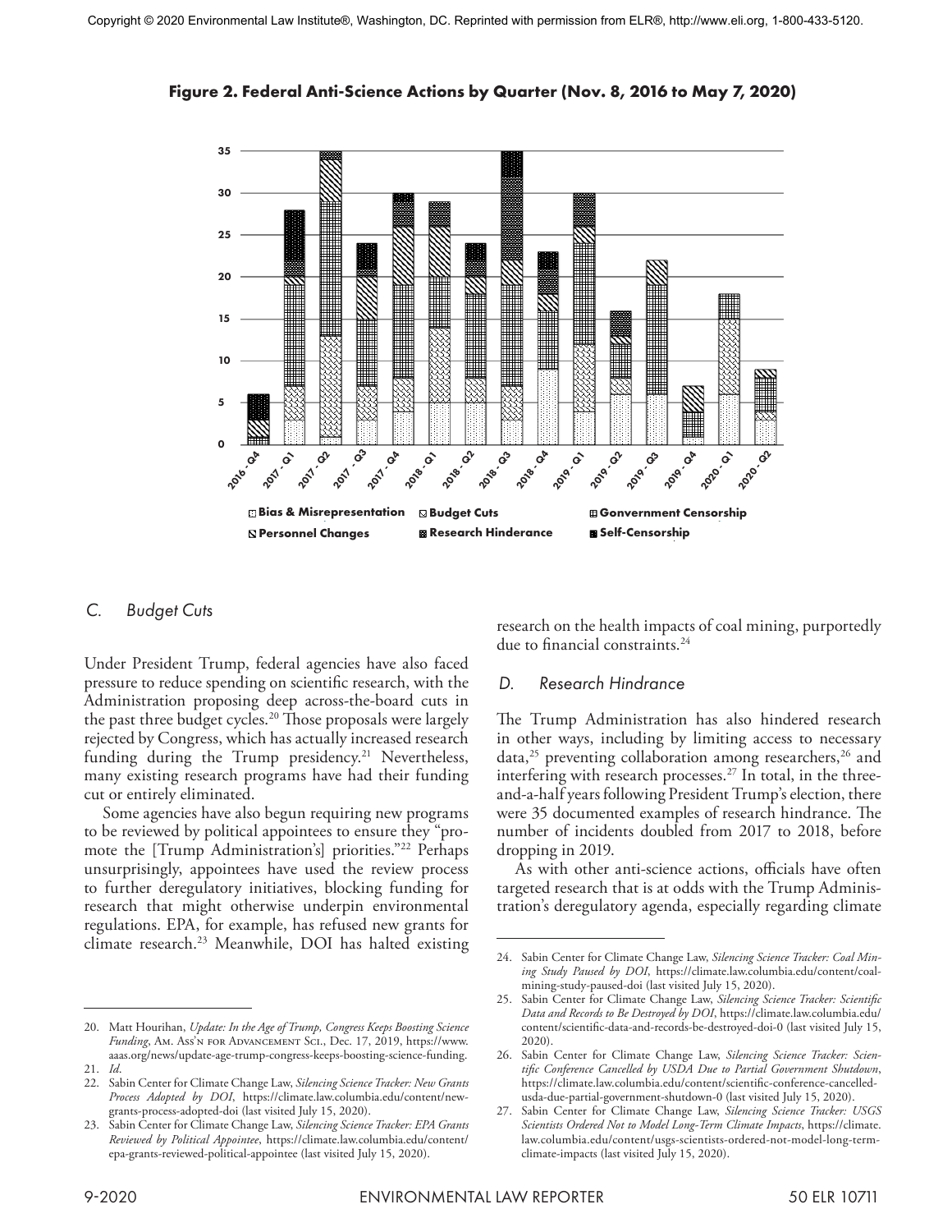Copyright © 2020 Environmental Law Institute®, Washington, DC. Reprinted with permission from ELR®, http://www.eli.org, 1-800-433-5120.

**Figure 2. Federal Anti-Science Actions by Quarter (Nov. 8, 2016 to May 7, 2020)**

### C. Budget Cuts

Under President Trump, federal agencies have also faced pressure to reduce spending on scientific research, with the Administration proposing deep across-the-board cuts in the past three budget cycles.[20] Those proposals were largely rejected by Congress, which has actually increased research funding during the Trump presidency.[21] Nevertheless, many existing research programs have had their funding cut or entirely eliminated.

Some agencies have also begun requiring new programs to be reviewed by political appointees to ensure they "promote the [Trump Administration's] priorities."[22] Perhaps unsurprisingly, appointees have used the review process to further deregulatory initiatives, blocking funding for research that might otherwise underpin environmental regulations. EPA, for example, has refused new grants for climate research.[23] Meanwhile, DOI has halted existing research on the health impacts of coal mining, purportedly due to financial constraints.[24]

### D. Research Hindrance

The Trump Administration has also hindered research in other ways, including by limiting access to necessary data,[25] preventing collaboration among researchers,[26] and interfering with research processes.[27] In total, in the three-and-a-half years following President Trump's election, there were 35 documented examples of research hindrance. The number of incidents doubled from 2017 to 2018, before dropping in 2019.

As with other anti-science actions, officials have often targeted research that is at odds with the Trump Administration's deregulatory agenda, especially regarding climate

---

20. Matt Hourihan, *Update: In the Age of Trump, Congress Keeps Boosting Science Funding*, Am. Ass'n for Advancement Sci., Dec. 17, 2019, https://www.aaas.org/news/update-age-trump-congress-keeps-boosting-science-funding.
21. *Id.*
22. Sabin Center for Climate Change Law, *Silencing Science Tracker: New Grants Process Adopted by DOI*, https://climate.law.columbia.edu/content/new-grants-process-adopted-doi (last visited July 15, 2020).
23. Sabin Center for Climate Change Law, *Silencing Science Tracker: EPA Grants Reviewed by Political Appointee*, https://climate.law.columbia.edu/content/epa-grants-reviewed-political-appointee (last visited July 15, 2020).
24. Sabin Center for Climate Change Law, *Silencing Science Tracker: Coal Mining Study Paused by DOI*, https://climate.law.columbia.edu/content/coal-mining-study-paused-doi (last visited July 15, 2020).
25. Sabin Center for Climate Change Law, *Silencing Science Tracker: Scientific Data and Records to Be Destroyed by DOI*, https://climate.law.columbia.edu/content/scientific-data-and-records-be-destroyed-doi-0 (last visited July 15, 2020).
26. Sabin Center for Climate Change Law, *Silencing Science Tracker: Scientific Conference Cancelled by USDA Due to Partial Government Shutdown*, https://climate.law.columbia.edu/content/scientific-conference-cancelled-usda-due-partial-government-shutdown-0 (last visited July 15, 2020).
27. Sabin Center for Climate Change Law, *Silencing Science Tracker: USGS Scientists Ordered Not to Model Long-Term Climate Impacts*, https://climate.law.columbia.edu/content/usgs-scientists-ordered-not-model-long-term-climate-impacts (last visited July 15, 2020).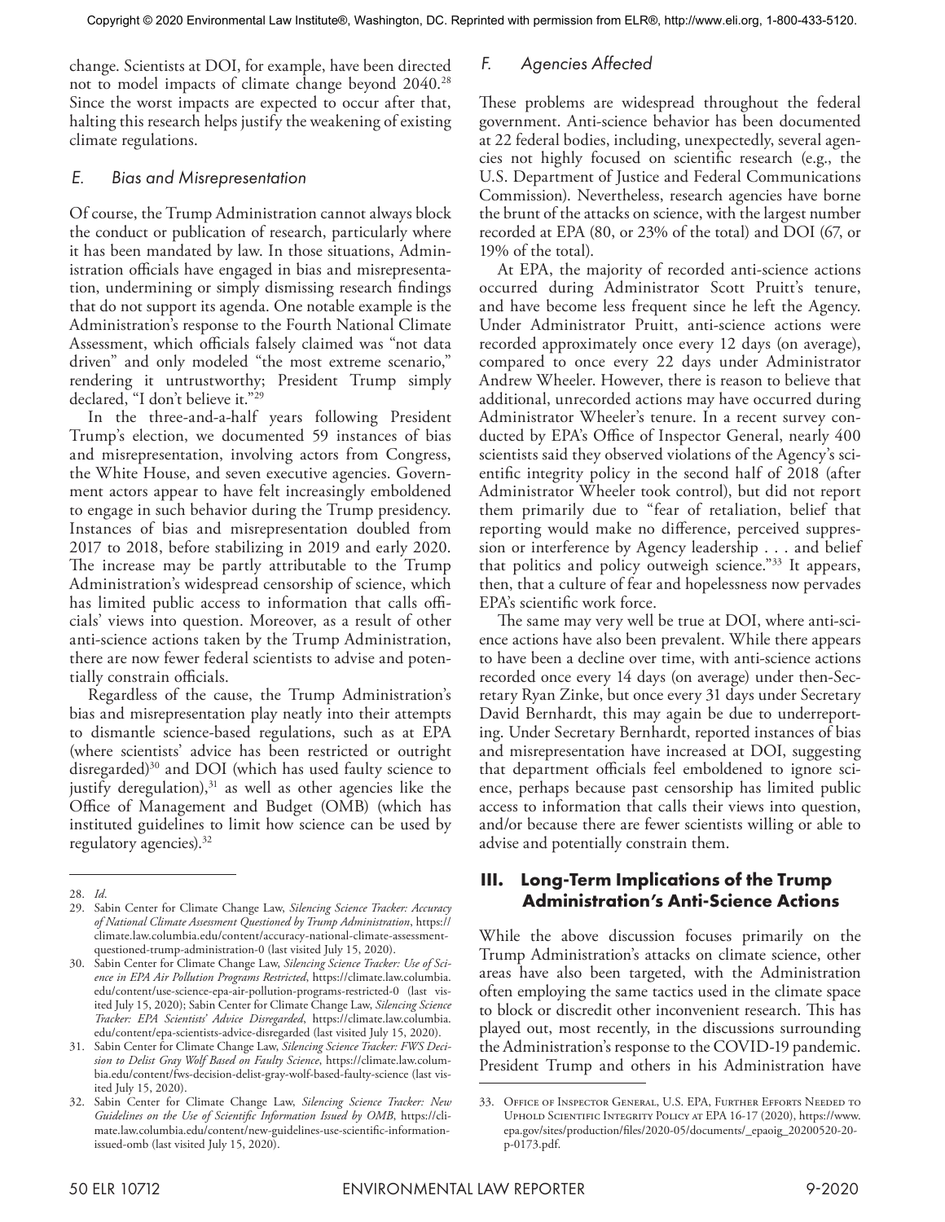change. Scientists at DOI, for example, have been directed not to model impacts of climate change beyond 2040.[28] Since the worst impacts are expected to occur after that, halting this research helps justify the weakening of existing climate regulations.

### *E. Bias and Misrepresentation*

Of course, the Trump Administration cannot always block the conduct or publication of research, particularly where it has been mandated by law. In those situations, Administration officials have engaged in bias and misrepresentation, undermining or simply dismissing research findings that do not support its agenda. One notable example is the Administration's response to the Fourth National Climate Assessment, which officials falsely claimed was "not data driven" and only modeled "the most extreme scenario," rendering it untrustworthy; President Trump simply declared, "I don't believe it."[29]

In the three-and-a-half years following President Trump's election, we documented 59 instances of bias and misrepresentation, involving actors from Congress, the White House, and seven executive agencies. Government actors appear to have felt increasingly emboldened to engage in such behavior during the Trump presidency. Instances of bias and misrepresentation doubled from 2017 to 2018, before stabilizing in 2019 and early 2020. The increase may be partly attributable to the Trump Administration's widespread censorship of science, which has limited public access to information that calls officials' views into question. Moreover, as a result of other anti-science actions taken by the Trump Administration, there are now fewer federal scientists to advise and potentially constrain officials.

Regardless of the cause, the Trump Administration's bias and misrepresentation play neatly into their attempts to dismantle science-based regulations, such as at EPA (where scientists' advice has been restricted or outright disregarded)[30] and DOI (which has used faulty science to justify deregulation),[31] as well as other agencies like the Office of Management and Budget (OMB) (which has instituted guidelines to limit how science can be used by regulatory agencies).[32]

### *F. Agencies Affected*

These problems are widespread throughout the federal government. Anti-science behavior has been documented at 22 federal bodies, including, unexpectedly, several agencies not highly focused on scientific research (e.g., the U.S. Department of Justice and Federal Communications Commission). Nevertheless, research agencies have borne the brunt of the attacks on science, with the largest number recorded at EPA (80, or 23% of the total) and DOI (67, or 19% of the total).

At EPA, the majority of recorded anti-science actions occurred during Administrator Scott Pruitt's tenure, and have become less frequent since he left the Agency. Under Administrator Pruitt, anti-science actions were recorded approximately once every 12 days (on average), compared to once every 22 days under Administrator Andrew Wheeler. However, there is reason to believe that additional, unrecorded actions may have occurred during Administrator Wheeler's tenure. In a recent survey conducted by EPA's Office of Inspector General, nearly 400 scientists said they observed violations of the Agency's scientific integrity policy in the second half of 2018 (after Administrator Wheeler took control), but did not report them primarily due to "fear of retaliation, belief that reporting would make no difference, perceived suppression or interference by Agency leadership . . . and belief that politics and policy outweigh science."[33] It appears, then, that a culture of fear and hopelessness now pervades EPA's scientific work force.

The same may very well be true at DOI, where anti-science actions have also been prevalent. While there appears to have been a decline over time, with anti-science actions recorded once every 14 days (on average) under then-Secretary Ryan Zinke, but once every 31 days under Secretary David Bernhardt, this may again be due to underreporting. Under Secretary Bernhardt, reported instances of bias and misrepresentation have increased at DOI, suggesting that department officials feel emboldened to ignore science, perhaps because past censorship has limited public access to information that calls their views into question, and/or because there are fewer scientists willing or able to advise and potentially constrain them.

## III. Long-Term Implications of the Trump Administration's Anti-Science Actions

While the above discussion focuses primarily on the Trump Administration's attacks on climate science, other areas have also been targeted, with the Administration often employing the same tactics used in the climate space to block or discredit other inconvenient research. This has played out, most recently, in the discussions surrounding the Administration's response to the COVID-19 pandemic. President Trump and others in his Administration have

---

28. *Id*.
29. Sabin Center for Climate Change Law, *Silencing Science Tracker: Accuracy of National Climate Assessment Questioned by Trump Administration*, https://climate.law.columbia.edu/content/accuracy-national-climate-assessment-questioned-trump-administration-0 (last visited July 15, 2020).
30. Sabin Center for Climate Change Law, *Silencing Science Tracker: Use of Science in EPA Air Pollution Programs Restricted*, https://climate.law.columbia.edu/content/use-science-epa-air-pollution-programs-restricted-0 (last visited July 15, 2020); Sabin Center for Climate Change Law, *Silencing Science Tracker: EPA Scientists' Advice Disregarded*, https://climate.law.columbia.edu/content/epa-scientists-advice-disregarded (last visited July 15, 2020).
31. Sabin Center for Climate Change Law, *Silencing Science Tracker: FWS Decision to Delist Gray Wolf Based on Faulty Science*, https://climate.law.columbia.edu/content/fws-decision-delist-gray-wolf-based-faulty-science (last visited July 15, 2020).
32. Sabin Center for Climate Change Law, *Silencing Science Tracker: New Guidelines on the Use of Scientific Information Issued by OMB*, https://climate.law.columbia.edu/content/new-guidelines-use-scientific-information-issued-omb (last visited July 15, 2020).
33. Office of Inspector General, U.S. EPA, Further Efforts Needed to Uphold Scientific Integrity Policy at EPA 16-17 (2020), https://www.epa.gov/sites/production/files/2020-05/documents/_epaoig_20200520-20-p-0173.pdf.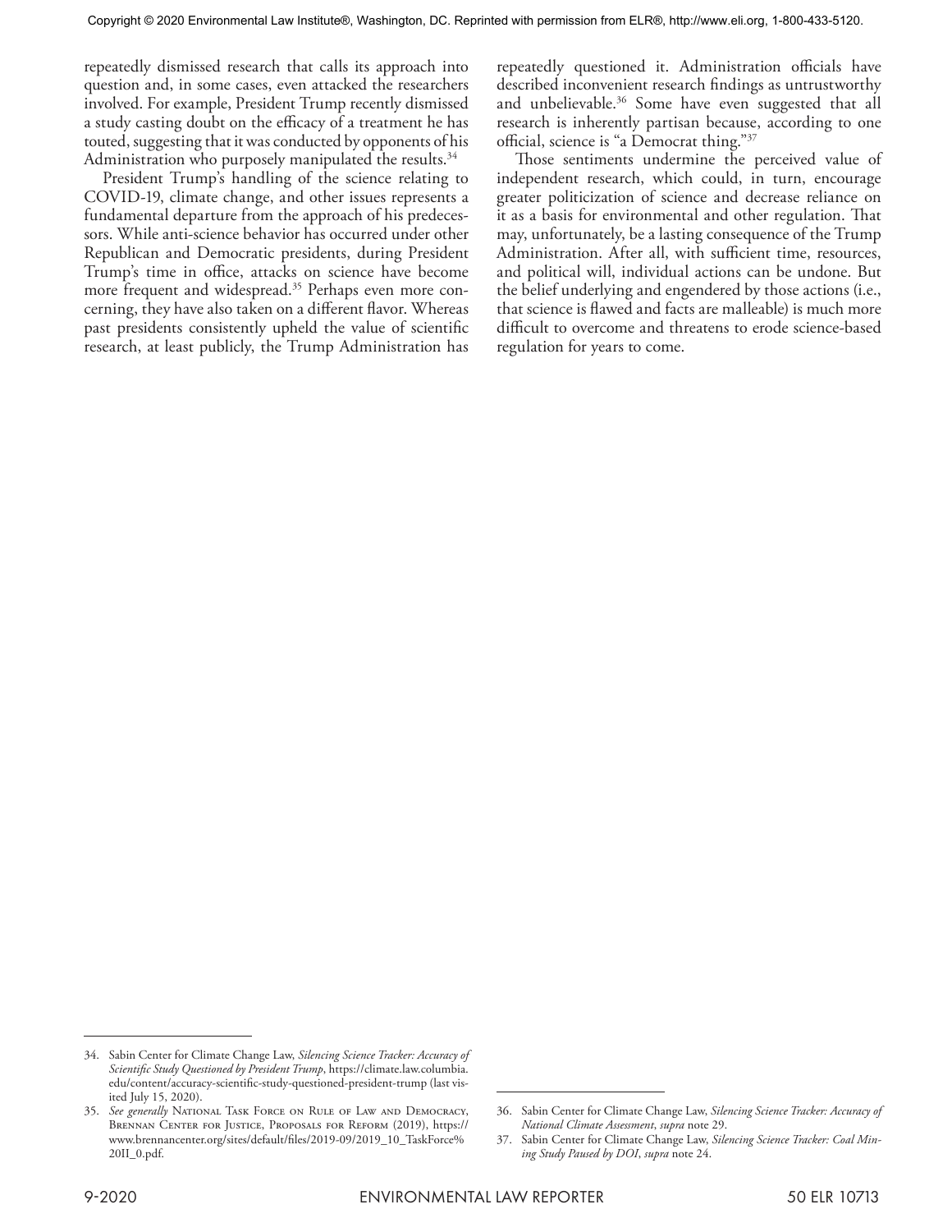repeatedly dismissed research that calls its approach into question and, in some cases, even attacked the researchers involved. For example, President Trump recently dismissed a study casting doubt on the efficacy of a treatment he has touted, suggesting that it was conducted by opponents of his Administration who purposely manipulated the results.[34]

President Trump's handling of the science relating to COVID-19, climate change, and other issues represents a fundamental departure from the approach of his predecessors. While anti-science behavior has occurred under other Republican and Democratic presidents, during President Trump's time in office, attacks on science have become more frequent and widespread.[35] Perhaps even more concerning, they have also taken on a different flavor. Whereas past presidents consistently upheld the value of scientific research, at least publicly, the Trump Administration has repeatedly questioned it. Administration officials have described inconvenient research findings as untrustworthy and unbelievable.[36] Some have even suggested that all research is inherently partisan because, according to one official, science is "a Democrat thing."[37]

Those sentiments undermine the perceived value of independent research, which could, in turn, encourage greater politicization of science and decrease reliance on it as a basis for environmental and other regulation. That may, unfortunately, be a lasting consequence of the Trump Administration. After all, with sufficient time, resources, and political will, individual actions can be undone. But the belief underlying and engendered by those actions (i.e., that science is flawed and facts are malleable) is much more difficult to overcome and threatens to erode science-based regulation for years to come.

---

34. Sabin Center for Climate Change Law, *Silencing Science Tracker: Accuracy of Scientific Study Questioned by President Trump*, https://climate.law.columbia.edu/content/accuracy-scientific-study-questioned-president-trump (last visited July 15, 2020).
35. *See generally* National Task Force on Rule of Law and Democracy, Brennan Center for Justice, Proposals for Reform (2019), https://www.brennancenter.org/sites/default/files/2019-09/2019_10_TaskForce%20II_0.pdf.
36. Sabin Center for Climate Change Law, *Silencing Science Tracker: Accuracy of National Climate Assessment*, *supra* note 29.
37. Sabin Center for Climate Change Law, *Silencing Science Tracker: Coal Mining Study Paused by DOI*, *supra* note 24.